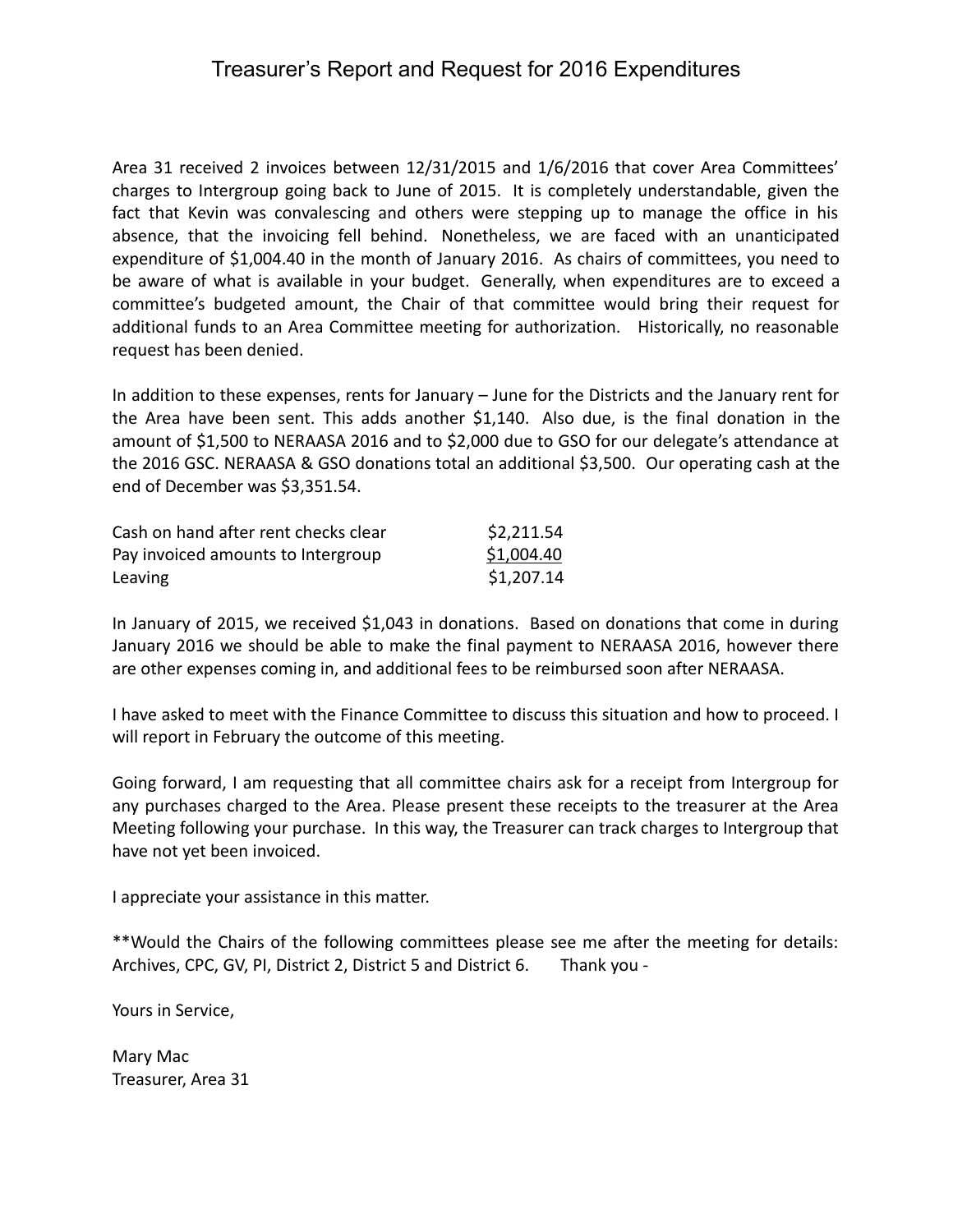# Treasurer's Report and Request for 2016 Expenditures

Area 31 received 2 invoices between 12/31/2015 and 1/6/2016 that cover Area Committees' charges to Intergroup going back to June of 2015. It is completely understandable, given the fact that Kevin was convalescing and others were stepping up to manage the office in his absence, that the invoicing fell behind. Nonetheless, we are faced with an unanticipated expenditure of $1,004.40 in the month of January 2016. As chairs of committees, you need to be aware of what is available in your budget. Generally, when expenditures are to exceed a committee's budgeted amount, the Chair of that committee would bring their request for additional funds to an Area Committee meeting for authorization. Historically, no reasonable request has been denied.

In addition to these expenses, rents for January – June for the Districts and the January rent for the Area have been sent. This adds another $1,140. Also due, is the final donation in the amount of $1,500 to NERAASA 2016 and to $2,000 due to GSO for our delegate's attendance at the 2016 GSC. NERAASA & GSO donations total an additional $3,500. Our operating cash at the end of December was $3,351.54.

| | |
|---|---|
| Cash on hand after rent checks clear | $2,211.54 |
| Pay invoiced amounts to Intergroup | <u>$1,004.40</u> |
| Leaving | $1,207.14 |

In January of 2015, we received $1,043 in donations. Based on donations that come in during January 2016 we should be able to make the final payment to NERAASA 2016, however there are other expenses coming in, and additional fees to be reimbursed soon after NERAASA.

I have asked to meet with the Finance Committee to discuss this situation and how to proceed. I will report in February the outcome of this meeting.

Going forward, I am requesting that all committee chairs ask for a receipt from Intergroup for any purchases charged to the Area. Please present these receipts to the treasurer at the Area Meeting following your purchase. In this way, the Treasurer can track charges to Intergroup that have not yet been invoiced.

I appreciate your assistance in this matter.

**Would the Chairs of the following committees please see me after the meeting for details: Archives, CPC, GV, PI, District 2, District 5 and District 6. Thank you -

Yours in Service,

Mary Mac
Treasurer, Area 31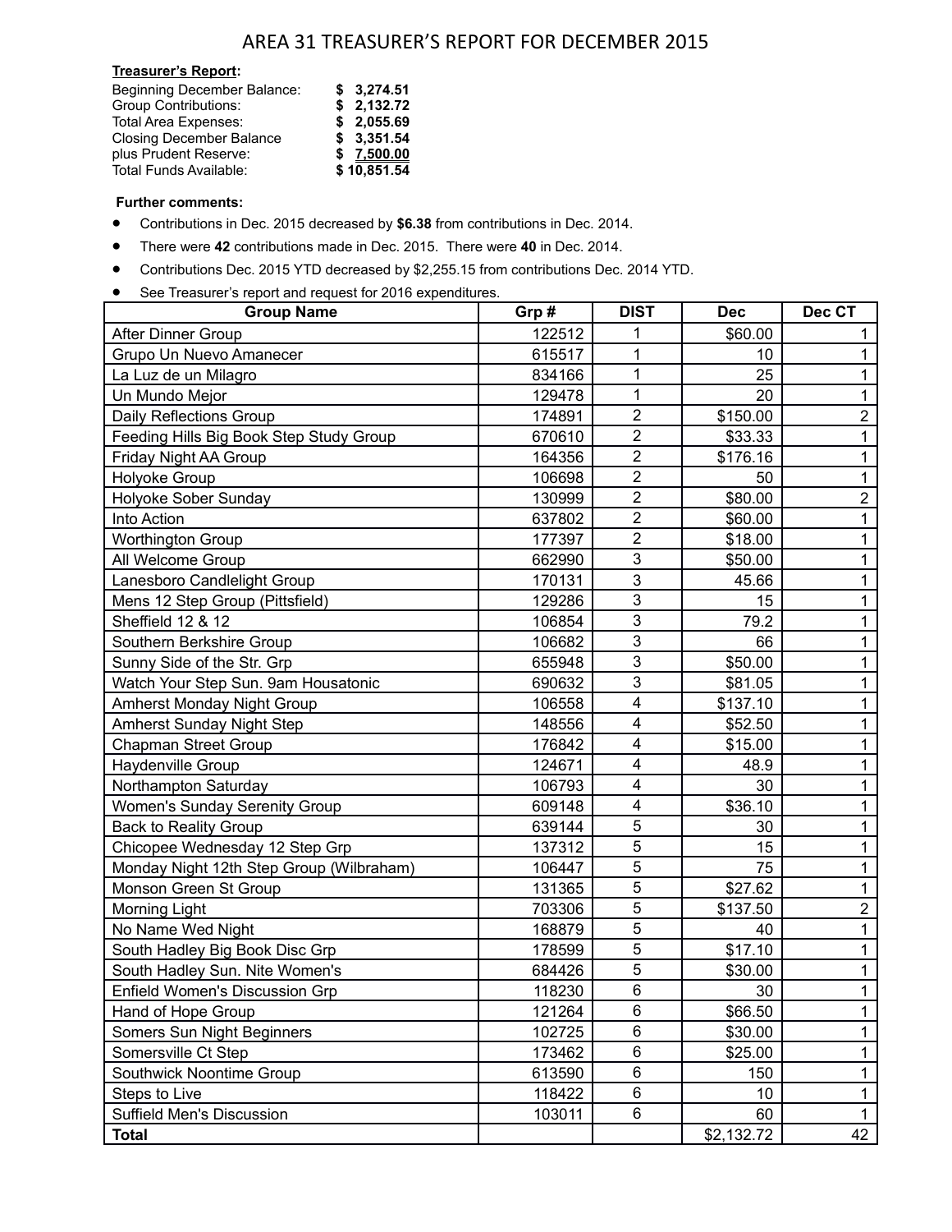# AREA 31 TREASURER'S REPORT FOR DECEMBER 2015

**Treasurer's Report:**

| | |
|---|---|
| Beginning December Balance: | **$ 3,274.51** |
| Group Contributions: | **$ 2,132.72** |
| Total Area Expenses: | **$ 2,055.69** |
| Closing December Balance | **$ 3,351.54** |
| plus Prudent Reserve: | **$ 7,500.00** |
| Total Funds Available: | **$ 10,851.54** |

**Further comments:**

- Contributions in Dec. 2015 decreased by **$6.38** from contributions in Dec. 2014.
- There were **42** contributions made in Dec. 2015. There were **40** in Dec. 2014.
- Contributions Dec. 2015 YTD decreased by $2,255.15 from contributions Dec. 2014 YTD.
- See Treasurer's report and request for 2016 expenditures.

| Group Name | Grp # | DIST | Dec | Dec CT |
|---|---|---|---|---|
| After Dinner Group | 122512 | 1 | $60.00 | 1 |
| Grupo Un Nuevo Amanecer | 615517 | 1 | 10 | 1 |
| La Luz de un Milagro | 834166 | 1 | 25 | 1 |
| Un Mundo Mejor | 129478 | 1 | 20 | 1 |
| Daily Reflections Group | 174891 | 2 | $150.00 | 2 |
| Feeding Hills Big Book Step Study Group | 670610 | 2 | $33.33 | 1 |
| Friday Night AA Group | 164356 | 2 | $176.16 | 1 |
| Holyoke Group | 106698 | 2 | 50 | 1 |
| Holyoke Sober Sunday | 130999 | 2 | $80.00 | 2 |
| Into Action | 637802 | 2 | $60.00 | 1 |
| Worthington Group | 177397 | 2 | $18.00 | 1 |
| All Welcome Group | 662990 | 3 | $50.00 | 1 |
| Lanesboro Candlelight Group | 170131 | 3 | 45.66 | 1 |
| Mens 12 Step Group (Pittsfield) | 129286 | 3 | 15 | 1 |
| Sheffield 12 & 12 | 106854 | 3 | 79.2 | 1 |
| Southern Berkshire Group | 106682 | 3 | 66 | 1 |
| Sunny Side of the Str. Grp | 655948 | 3 | $50.00 | 1 |
| Watch Your Step Sun. 9am Housatonic | 690632 | 3 | $81.05 | 1 |
| Amherst Monday Night Group | 106558 | 4 | $137.10 | 1 |
| Amherst Sunday Night Step | 148556 | 4 | $52.50 | 1 |
| Chapman Street Group | 176842 | 4 | $15.00 | 1 |
| Haydenville Group | 124671 | 4 | 48.9 | 1 |
| Northampton Saturday | 106793 | 4 | 30 | 1 |
| Women's Sunday Serenity Group | 609148 | 4 | $36.10 | 1 |
| Back to Reality Group | 639144 | 5 | 30 | 1 |
| Chicopee Wednesday 12 Step Grp | 137312 | 5 | 15 | 1 |
| Monday Night 12th Step Group (Wilbraham) | 106447 | 5 | 75 | 1 |
| Monson Green St Group | 131365 | 5 | $27.62 | 1 |
| Morning Light | 703306 | 5 | $137.50 | 2 |
| No Name Wed Night | 168879 | 5 | 40 | 1 |
| South Hadley Big Book Disc Grp | 178599 | 5 | $17.10 | 1 |
| South Hadley Sun. Nite Women's | 684426 | 5 | $30.00 | 1 |
| Enfield Women's Discussion Grp | 118230 | 6 | 30 | 1 |
| Hand of Hope Group | 121264 | 6 | $66.50 | 1 |
| Somers Sun Night Beginners | 102725 | 6 | $30.00 | 1 |
| Somersville Ct Step | 173462 | 6 | $25.00 | 1 |
| Southwick Noontime Group | 613590 | 6 | 150 | 1 |
| Steps to Live | 118422 | 6 | 10 | 1 |
| Suffield Men's Discussion | 103011 | 6 | 60 | 1 |
| **Total** | | | $2,132.72 | 42 |